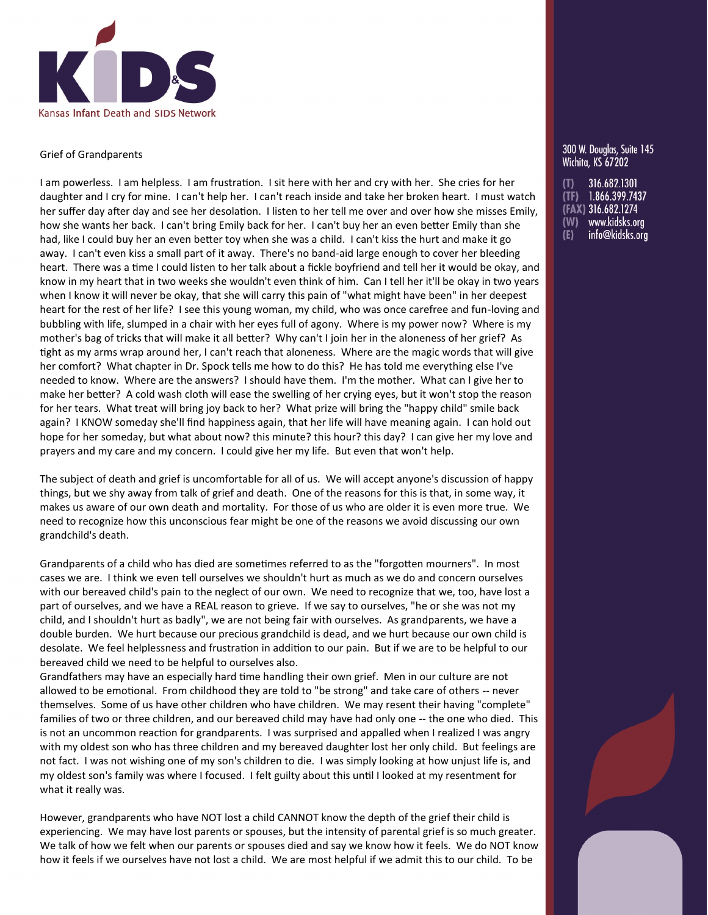KiDS
Kansas Infant Death and SIDS Network

300 W. Douglas, Suite 145
Wichita, KS 67202

(T) 316.682.1301
(TF) 1.866.399.7437
(FAX) 316.682.1274
(W) www.kidsks.org
(E) info@kidsks.org

Grief of Grandparents

I am powerless. I am helpless. I am frustration. I sit here with her and cry with her. She cries for her daughter and I cry for mine. I can't help her. I can't reach inside and take her broken heart. I must watch her suffer day after day and see her desolation. I listen to her tell me over and over how she misses Emily, how she wants her back. I can't bring Emily back for her. I can't buy her an even better Emily than she had, like I could buy her an even better toy when she was a child. I can't kiss the hurt and make it go away. I can't even kiss a small part of it away. There's no band-aid large enough to cover her bleeding heart. There was a time I could listen to her talk about a fickle boyfriend and tell her it would be okay, and know in my heart that in two weeks she wouldn't even think of him. Can I tell her it'll be okay in two years when I know it will never be okay, that she will carry this pain of "what might have been" in her deepest heart for the rest of her life? I see this young woman, my child, who was once carefree and fun-loving and bubbling with life, slumped in a chair with her eyes full of agony. Where is my power now? Where is my mother's bag of tricks that will make it all better? Why can't I join her in the aloneness of her grief? As tight as my arms wrap around her, I can't reach that aloneness. Where are the magic words that will give her comfort? What chapter in Dr. Spock tells me how to do this? He has told me everything else I've needed to know. Where are the answers? I should have them. I'm the mother. What can I give her to make her better? A cold wash cloth will ease the swelling of her crying eyes, but it won't stop the reason for her tears. What treat will bring joy back to her? What prize will bring the "happy child" smile back again? I KNOW someday she'll find happiness again, that her life will have meaning again. I can hold out hope for her someday, but what about now? this minute? this hour? this day? I can give her my love and prayers and my care and my concern. I could give her my life. But even that won't help.

The subject of death and grief is uncomfortable for all of us. We will accept anyone's discussion of happy things, but we shy away from talk of grief and death. One of the reasons for this is that, in some way, it makes us aware of our own death and mortality. For those of us who are older it is even more true. We need to recognize how this unconscious fear might be one of the reasons we avoid discussing our own grandchild's death.

Grandparents of a child who has died are sometimes referred to as the "forgotten mourners". In most cases we are. I think we even tell ourselves we shouldn't hurt as much as we do and concern ourselves with our bereaved child's pain to the neglect of our own. We need to recognize that we, too, have lost a part of ourselves, and we have a REAL reason to grieve. If we say to ourselves, "he or she was not my child, and I shouldn't hurt as badly", we are not being fair with ourselves. As grandparents, we have a double burden. We hurt because our precious grandchild is dead, and we hurt because our own child is desolate. We feel helplessness and frustration in addition to our pain. But if we are to be helpful to our bereaved child we need to be helpful to ourselves also.

Grandfathers may have an especially hard time handling their own grief. Men in our culture are not allowed to be emotional. From childhood they are told to "be strong" and take care of others -- never themselves. Some of us have other children who have children. We may resent their having "complete" families of two or three children, and our bereaved child may have had only one -- the one who died. This is not an uncommon reaction for grandparents. I was surprised and appalled when I realized I was angry with my oldest son who has three children and my bereaved daughter lost her only child. But feelings are not fact. I was not wishing one of my son's children to die. I was simply looking at how unjust life is, and my oldest son's family was where I focused. I felt guilty about this until I looked at my resentment for what it really was.

However, grandparents who have NOT lost a child CANNOT know the depth of the grief their child is experiencing. We may have lost parents or spouses, but the intensity of parental grief is so much greater. We talk of how we felt when our parents or spouses died and say we know how it feels. We do NOT know how it feels if we ourselves have not lost a child. We are most helpful if we admit this to our child. To be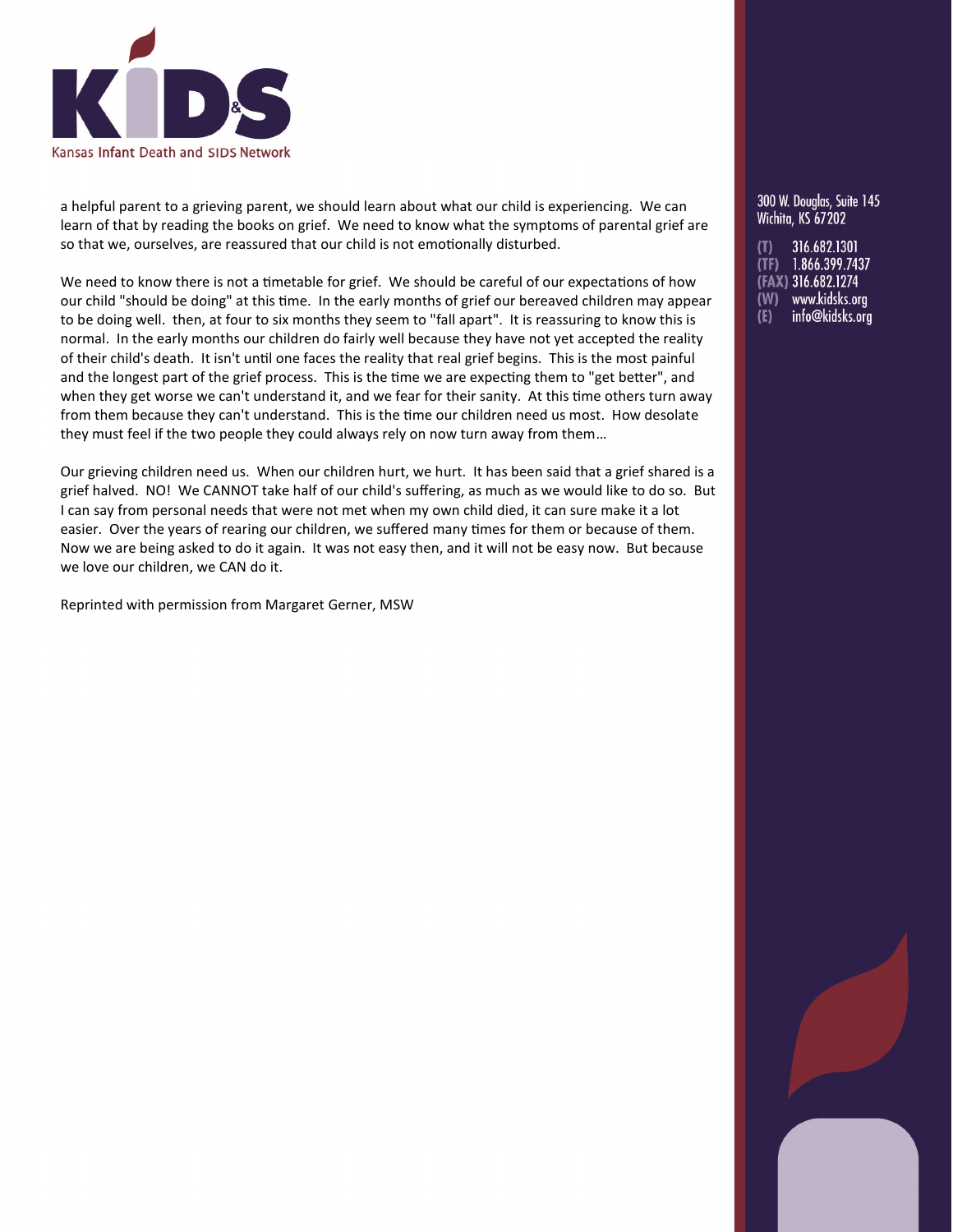a helpful parent to a grieving parent, we should learn about what our child is experiencing. We can learn of that by reading the books on grief. We need to know what the symptoms of parental grief are so that we, ourselves, are reassured that our child is not emotionally disturbed.

We need to know there is not a timetable for grief. We should be careful of our expectations of how our child "should be doing" at this time. In the early months of grief our bereaved children may appear to be doing well. then, at four to six months they seem to "fall apart". It is reassuring to know this is normal. In the early months our children do fairly well because they have not yet accepted the reality of their child's death. It isn't until one faces the reality that real grief begins. This is the most painful and the longest part of the grief process. This is the time we are expecting them to "get better", and when they get worse we can't understand it, and we fear for their sanity. At this time others turn away from them because they can't understand. This is the time our children need us most. How desolate they must feel if the two people they could always rely on now turn away from them…

Our grieving children need us. When our children hurt, we hurt. It has been said that a grief shared is a grief halved. NO! We CANNOT take half of our child's suffering, as much as we would like to do so. But I can say from personal needs that were not met when my own child died, it can sure make it a lot easier. Over the years of rearing our children, we suffered many times for them or because of them. Now we are being asked to do it again. It was not easy then, and it will not be easy now. But because we love our children, we CAN do it.

Reprinted with permission from Margaret Gerner, MSW